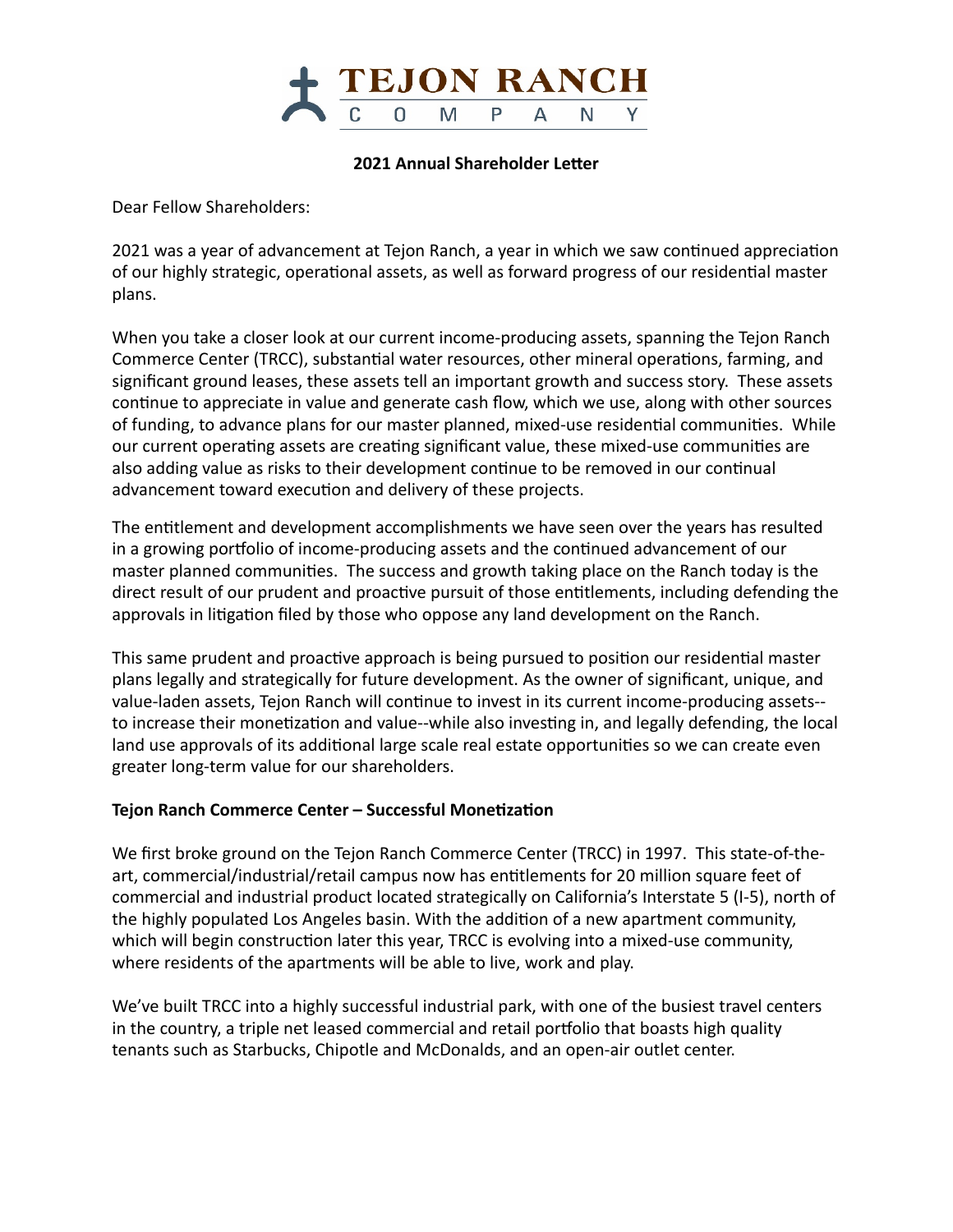# TEJON RANCH COMPANY

## 2021 Annual Shareholder Letter

Dear Fellow Shareholders:

2021 was a year of advancement at Tejon Ranch, a year in which we saw continued appreciation of our highly strategic, operational assets, as well as forward progress of our residential master plans.

When you take a closer look at our current income-producing assets, spanning the Tejon Ranch Commerce Center (TRCC), substantial water resources, other mineral operations, farming, and significant ground leases, these assets tell an important growth and success story. These assets continue to appreciate in value and generate cash flow, which we use, along with other sources of funding, to advance plans for our master planned, mixed-use residential communities. While our current operating assets are creating significant value, these mixed-use communities are also adding value as risks to their development continue to be removed in our continual advancement toward execution and delivery of these projects.

The entitlement and development accomplishments we have seen over the years has resulted in a growing portfolio of income-producing assets and the continued advancement of our master planned communities. The success and growth taking place on the Ranch today is the direct result of our prudent and proactive pursuit of those entitlements, including defending the approvals in litigation filed by those who oppose any land development on the Ranch.

This same prudent and proactive approach is being pursued to position our residential master plans legally and strategically for future development. As the owner of significant, unique, and value-laden assets, Tejon Ranch will continue to invest in its current income-producing assets--to increase their monetization and value--while also investing in, and legally defending, the local land use approvals of its additional large scale real estate opportunities so we can create even greater long-term value for our shareholders.

**Tejon Ranch Commerce Center – Successful Monetization**

We first broke ground on the Tejon Ranch Commerce Center (TRCC) in 1997. This state-of-the-art, commercial/industrial/retail campus now has entitlements for 20 million square feet of commercial and industrial product located strategically on California's Interstate 5 (I-5), north of the highly populated Los Angeles basin. With the addition of a new apartment community, which will begin construction later this year, TRCC is evolving into a mixed-use community, where residents of the apartments will be able to live, work and play.

We've built TRCC into a highly successful industrial park, with one of the busiest travel centers in the country, a triple net leased commercial and retail portfolio that boasts high quality tenants such as Starbucks, Chipotle and McDonalds, and an open-air outlet center.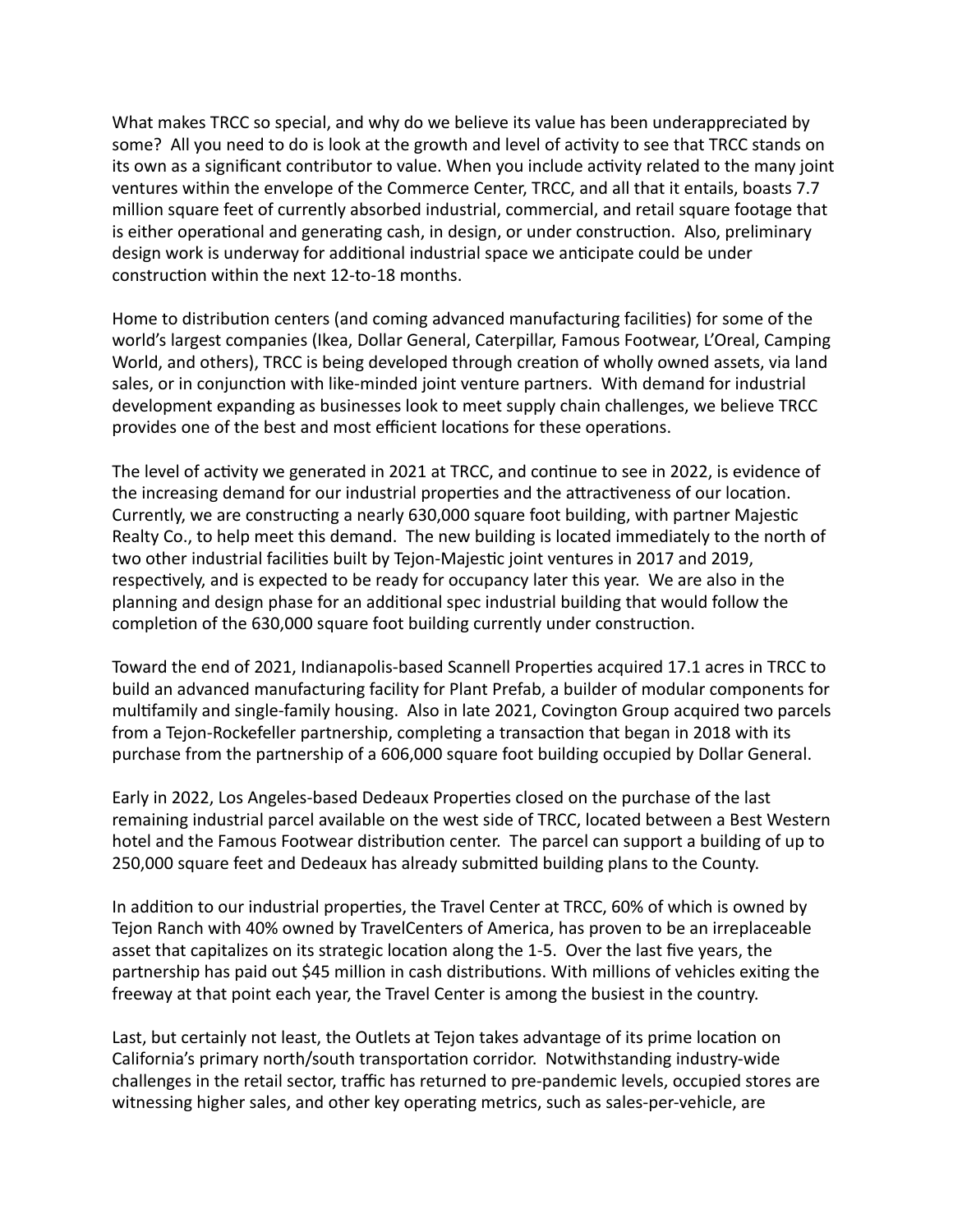What makes TRCC so special, and why do we believe its value has been underappreciated by some? All you need to do is look at the growth and level of activity to see that TRCC stands on its own as a significant contributor to value. When you include activity related to the many joint ventures within the envelope of the Commerce Center, TRCC, and all that it entails, boasts 7.7 million square feet of currently absorbed industrial, commercial, and retail square footage that is either operational and generating cash, in design, or under construction. Also, preliminary design work is underway for additional industrial space we anticipate could be under construction within the next 12-to-18 months.

Home to distribution centers (and coming advanced manufacturing facilities) for some of the world's largest companies (Ikea, Dollar General, Caterpillar, Famous Footwear, L'Oreal, Camping World, and others), TRCC is being developed through creation of wholly owned assets, via land sales, or in conjunction with like-minded joint venture partners. With demand for industrial development expanding as businesses look to meet supply chain challenges, we believe TRCC provides one of the best and most efficient locations for these operations.

The level of activity we generated in 2021 at TRCC, and continue to see in 2022, is evidence of the increasing demand for our industrial properties and the attractiveness of our location. Currently, we are constructing a nearly 630,000 square foot building, with partner Majestic Realty Co., to help meet this demand. The new building is located immediately to the north of two other industrial facilities built by Tejon-Majestic joint ventures in 2017 and 2019, respectively, and is expected to be ready for occupancy later this year. We are also in the planning and design phase for an additional spec industrial building that would follow the completion of the 630,000 square foot building currently under construction.

Toward the end of 2021, Indianapolis-based Scannell Properties acquired 17.1 acres in TRCC to build an advanced manufacturing facility for Plant Prefab, a builder of modular components for multifamily and single-family housing. Also in late 2021, Covington Group acquired two parcels from a Tejon-Rockefeller partnership, completing a transaction that began in 2018 with its purchase from the partnership of a 606,000 square foot building occupied by Dollar General.

Early in 2022, Los Angeles-based Dedeaux Properties closed on the purchase of the last remaining industrial parcel available on the west side of TRCC, located between a Best Western hotel and the Famous Footwear distribution center. The parcel can support a building of up to 250,000 square feet and Dedeaux has already submitted building plans to the County.

In addition to our industrial properties, the Travel Center at TRCC, 60% of which is owned by Tejon Ranch with 40% owned by TravelCenters of America, has proven to be an irreplaceable asset that capitalizes on its strategic location along the 1-5. Over the last five years, the partnership has paid out $45 million in cash distributions. With millions of vehicles exiting the freeway at that point each year, the Travel Center is among the busiest in the country.

Last, but certainly not least, the Outlets at Tejon takes advantage of its prime location on California's primary north/south transportation corridor. Notwithstanding industry-wide challenges in the retail sector, traffic has returned to pre-pandemic levels, occupied stores are witnessing higher sales, and other key operating metrics, such as sales-per-vehicle, are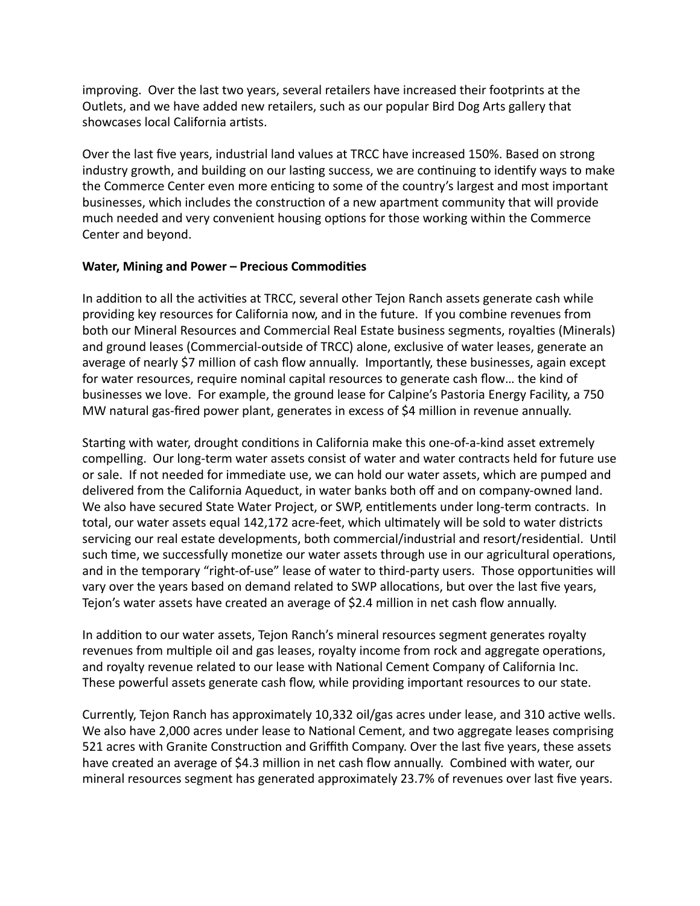improving. Over the last two years, several retailers have increased their footprints at the Outlets, and we have added new retailers, such as our popular Bird Dog Arts gallery that showcases local California artists.

Over the last five years, industrial land values at TRCC have increased 150%. Based on strong industry growth, and building on our lasting success, we are continuing to identify ways to make the Commerce Center even more enticing to some of the country's largest and most important businesses, which includes the construction of a new apartment community that will provide much needed and very convenient housing options for those working within the Commerce Center and beyond.

**Water, Mining and Power – Precious Commodities**

In addition to all the activities at TRCC, several other Tejon Ranch assets generate cash while providing key resources for California now, and in the future. If you combine revenues from both our Mineral Resources and Commercial Real Estate business segments, royalties (Minerals) and ground leases (Commercial-outside of TRCC) alone, exclusive of water leases, generate an average of nearly $7 million of cash flow annually. Importantly, these businesses, again except for water resources, require nominal capital resources to generate cash flow… the kind of businesses we love. For example, the ground lease for Calpine's Pastoria Energy Facility, a 750 MW natural gas-fired power plant, generates in excess of $4 million in revenue annually.

Starting with water, drought conditions in California make this one-of-a-kind asset extremely compelling. Our long-term water assets consist of water and water contracts held for future use or sale. If not needed for immediate use, we can hold our water assets, which are pumped and delivered from the California Aqueduct, in water banks both off and on company-owned land. We also have secured State Water Project, or SWP, entitlements under long-term contracts. In total, our water assets equal 142,172 acre-feet, which ultimately will be sold to water districts servicing our real estate developments, both commercial/industrial and resort/residential. Until such time, we successfully monetize our water assets through use in our agricultural operations, and in the temporary "right-of-use" lease of water to third-party users. Those opportunities will vary over the years based on demand related to SWP allocations, but over the last five years, Tejon's water assets have created an average of $2.4 million in net cash flow annually.

In addition to our water assets, Tejon Ranch's mineral resources segment generates royalty revenues from multiple oil and gas leases, royalty income from rock and aggregate operations, and royalty revenue related to our lease with National Cement Company of California Inc. These powerful assets generate cash flow, while providing important resources to our state.

Currently, Tejon Ranch has approximately 10,332 oil/gas acres under lease, and 310 active wells. We also have 2,000 acres under lease to National Cement, and two aggregate leases comprising 521 acres with Granite Construction and Griffith Company. Over the last five years, these assets have created an average of $4.3 million in net cash flow annually. Combined with water, our mineral resources segment has generated approximately 23.7% of revenues over last five years.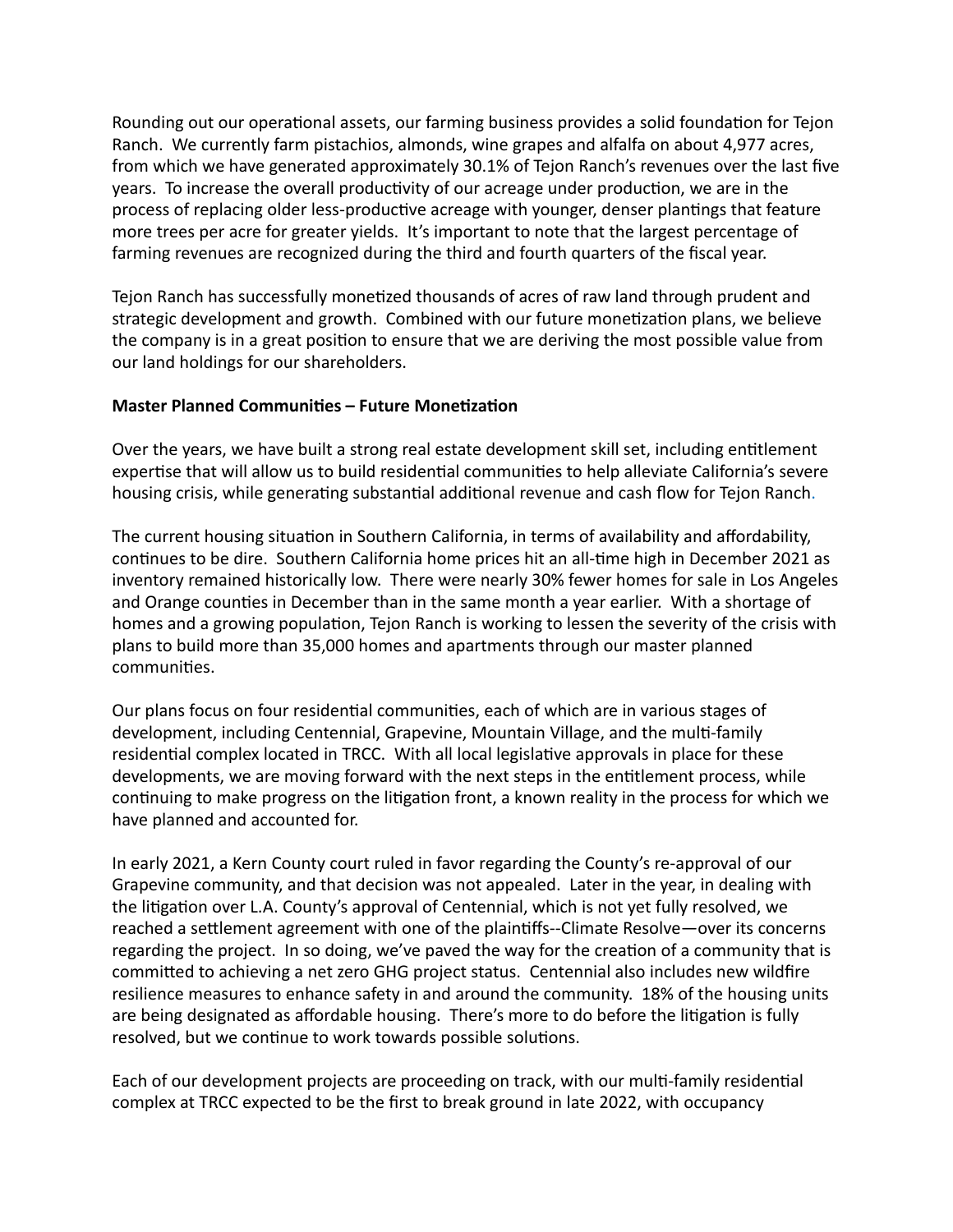Rounding out our operational assets, our farming business provides a solid foundation for Tejon Ranch. We currently farm pistachios, almonds, wine grapes and alfalfa on about 4,977 acres, from which we have generated approximately 30.1% of Tejon Ranch's revenues over the last five years. To increase the overall productivity of our acreage under production, we are in the process of replacing older less-productive acreage with younger, denser plantings that feature more trees per acre for greater yields. It's important to note that the largest percentage of farming revenues are recognized during the third and fourth quarters of the fiscal year.

Tejon Ranch has successfully monetized thousands of acres of raw land through prudent and strategic development and growth. Combined with our future monetization plans, we believe the company is in a great position to ensure that we are deriving the most possible value from our land holdings for our shareholders.

**Master Planned Communities – Future Monetization**

Over the years, we have built a strong real estate development skill set, including entitlement expertise that will allow us to build residential communities to help alleviate California's severe housing crisis, while generating substantial additional revenue and cash flow for Tejon Ranch.

The current housing situation in Southern California, in terms of availability and affordability, continues to be dire. Southern California home prices hit an all-time high in December 2021 as inventory remained historically low. There were nearly 30% fewer homes for sale in Los Angeles and Orange counties in December than in the same month a year earlier. With a shortage of homes and a growing population, Tejon Ranch is working to lessen the severity of the crisis with plans to build more than 35,000 homes and apartments through our master planned communities.

Our plans focus on four residential communities, each of which are in various stages of development, including Centennial, Grapevine, Mountain Village, and the multi-family residential complex located in TRCC. With all local legislative approvals in place for these developments, we are moving forward with the next steps in the entitlement process, while continuing to make progress on the litigation front, a known reality in the process for which we have planned and accounted for.

In early 2021, a Kern County court ruled in favor regarding the County's re-approval of our Grapevine community, and that decision was not appealed. Later in the year, in dealing with the litigation over L.A. County's approval of Centennial, which is not yet fully resolved, we reached a settlement agreement with one of the plaintiffs--Climate Resolve—over its concerns regarding the project. In so doing, we've paved the way for the creation of a community that is committed to achieving a net zero GHG project status. Centennial also includes new wildfire resilience measures to enhance safety in and around the community. 18% of the housing units are being designated as affordable housing. There's more to do before the litigation is fully resolved, but we continue to work towards possible solutions.

Each of our development projects are proceeding on track, with our multi-family residential complex at TRCC expected to be the first to break ground in late 2022, with occupancy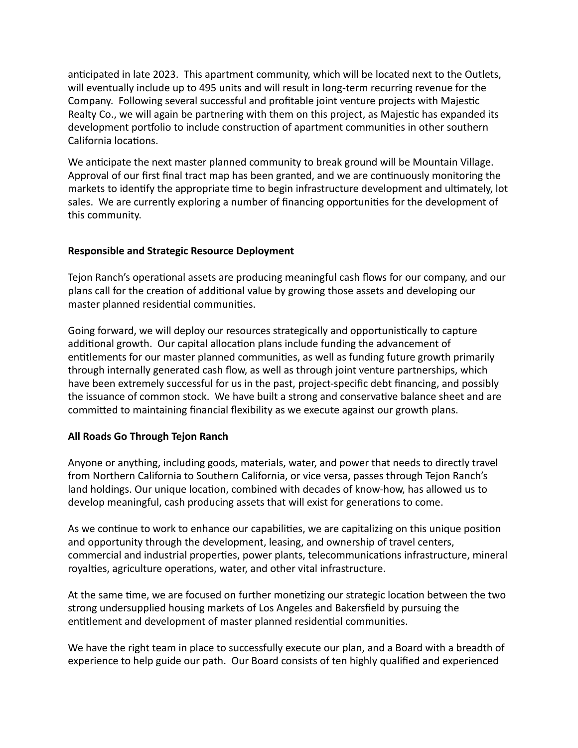anticipated in late 2023. This apartment community, which will be located next to the Outlets, will eventually include up to 495 units and will result in long-term recurring revenue for the Company. Following several successful and profitable joint venture projects with Majestic Realty Co., we will again be partnering with them on this project, as Majestic has expanded its development portfolio to include construction of apartment communities in other southern California locations.

We anticipate the next master planned community to break ground will be Mountain Village. Approval of our first final tract map has been granted, and we are continuously monitoring the markets to identify the appropriate time to begin infrastructure development and ultimately, lot sales. We are currently exploring a number of financing opportunities for the development of this community.

**Responsible and Strategic Resource Deployment**

Tejon Ranch's operational assets are producing meaningful cash flows for our company, and our plans call for the creation of additional value by growing those assets and developing our master planned residential communities.

Going forward, we will deploy our resources strategically and opportunistically to capture additional growth. Our capital allocation plans include funding the advancement of entitlements for our master planned communities, as well as funding future growth primarily through internally generated cash flow, as well as through joint venture partnerships, which have been extremely successful for us in the past, project-specific debt financing, and possibly the issuance of common stock. We have built a strong and conservative balance sheet and are committed to maintaining financial flexibility as we execute against our growth plans.

**All Roads Go Through Tejon Ranch**

Anyone or anything, including goods, materials, water, and power that needs to directly travel from Northern California to Southern California, or vice versa, passes through Tejon Ranch's land holdings. Our unique location, combined with decades of know-how, has allowed us to develop meaningful, cash producing assets that will exist for generations to come.

As we continue to work to enhance our capabilities, we are capitalizing on this unique position and opportunity through the development, leasing, and ownership of travel centers, commercial and industrial properties, power plants, telecommunications infrastructure, mineral royalties, agriculture operations, water, and other vital infrastructure.

At the same time, we are focused on further monetizing our strategic location between the two strong undersupplied housing markets of Los Angeles and Bakersfield by pursuing the entitlement and development of master planned residential communities.

We have the right team in place to successfully execute our plan, and a Board with a breadth of experience to help guide our path. Our Board consists of ten highly qualified and experienced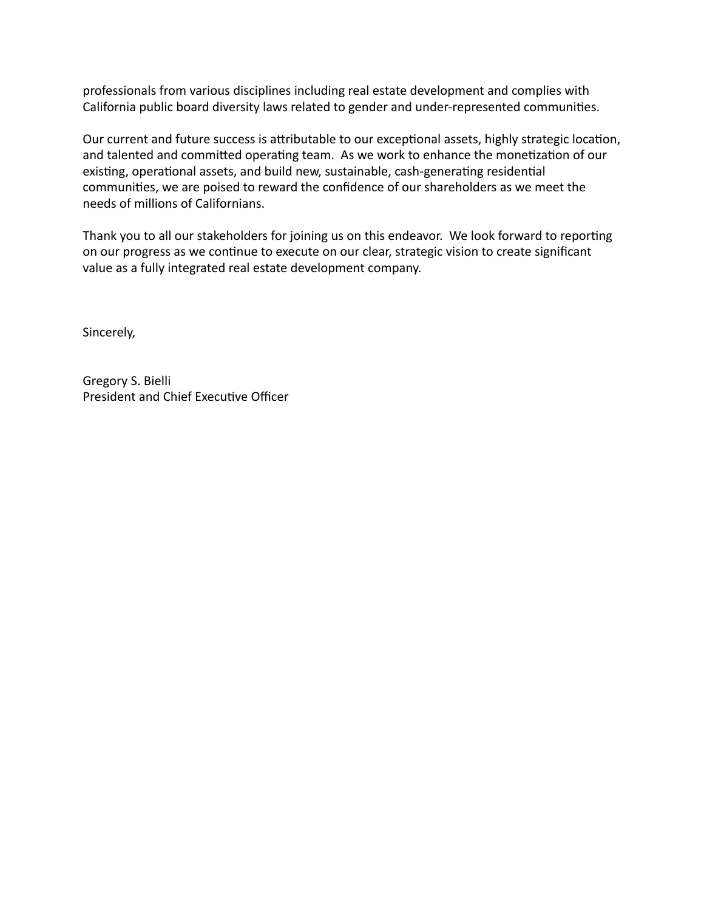professionals from various disciplines including real estate development and complies with California public board diversity laws related to gender and under-represented communities.

Our current and future success is attributable to our exceptional assets, highly strategic location, and talented and committed operating team. As we work to enhance the monetization of our existing, operational assets, and build new, sustainable, cash-generating residential communities, we are poised to reward the confidence of our shareholders as we meet the needs of millions of Californians.

Thank you to all our stakeholders for joining us on this endeavor. We look forward to reporting on our progress as we continue to execute on our clear, strategic vision to create significant value as a fully integrated real estate development company.

Sincerely,

Gregory S. Bielli
President and Chief Executive Officer